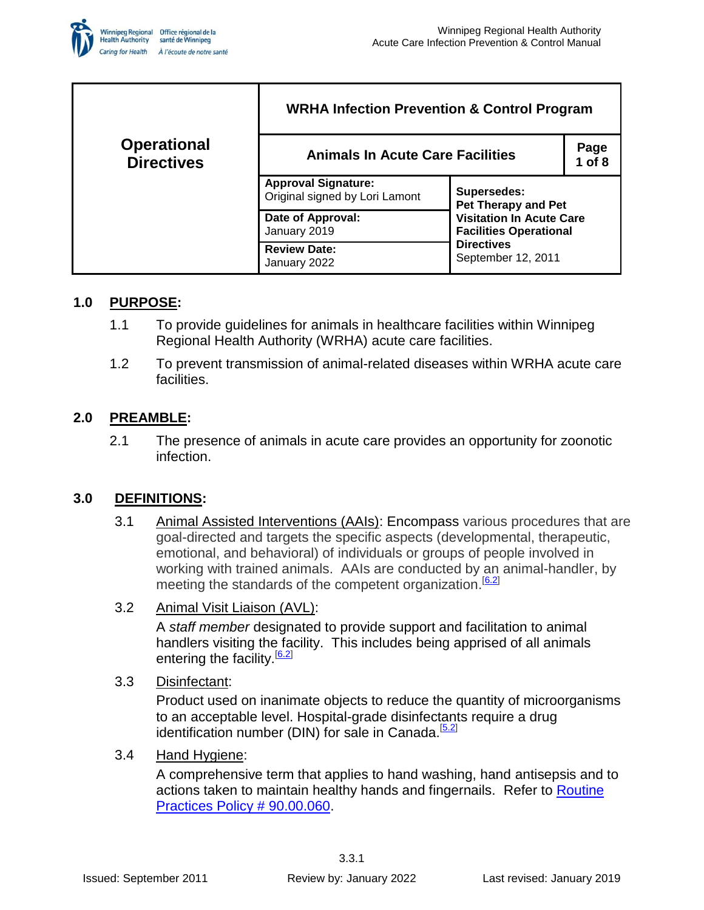| Operational Directives | WRHA Infection Prevention & Control Program | | |
|---|---|---|---|
| | **Animals In Acute Care Facilities** | | **Page 1 of 8** |
| | **Approval Signature:** Original signed by Lori Lamont | **Supersedes:** **Pet Therapy and Pet Visitation In Acute Care Facilities Operational Directives** September 12, 2011 | |
| | **Date of Approval:** January 2019 | | |
| | **Review Date:** January 2022 | | |

## 1.0 PURPOSE:

1.1 To provide guidelines for animals in healthcare facilities within Winnipeg Regional Health Authority (WRHA) acute care facilities.

1.2 To prevent transmission of animal-related diseases within WRHA acute care facilities.

## 2.0 PREAMBLE:

2.1 The presence of animals in acute care provides an opportunity for zoonotic infection.

## 3.0 DEFINITIONS:

3.1 Animal Assisted Interventions (AAIs): Encompass various procedures that are goal-directed and targets the specific aspects (developmental, therapeutic, emotional, and behavioral) of individuals or groups of people involved in working with trained animals. AAIs are conducted by an animal-handler, by meeting the standards of the competent organization.[6.2]

3.2 Animal Visit Liaison (AVL):

A *staff member* designated to provide support and facilitation to animal handlers visiting the facility. This includes being apprised of all animals entering the facility.[6.2]

3.3 Disinfectant:

Product used on inanimate objects to reduce the quantity of microorganisms to an acceptable level. Hospital-grade disinfectants require a drug identification number (DIN) for sale in Canada.[5.2]

3.4 Hand Hygiene:

A comprehensive term that applies to hand washing, hand antisepsis and to actions taken to maintain healthy hands and fingernails. Refer to Routine Practices Policy # 90.00.060.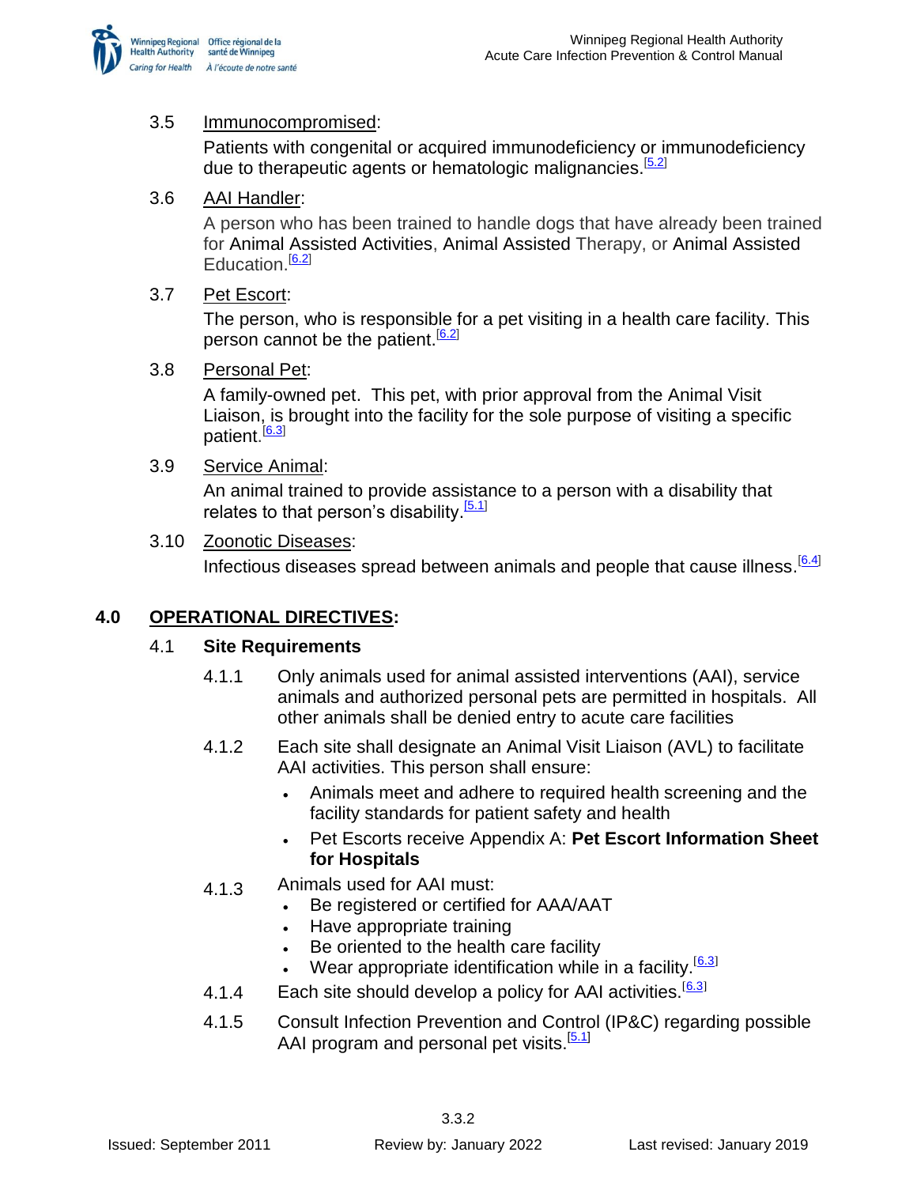3.5 Immunocompromised:

Patients with congenital or acquired immunodeficiency or immunodeficiency due to therapeutic agents or hematologic malignancies.[5.2]

3.6 AAI Handler:

A person who has been trained to handle dogs that have already been trained for Animal Assisted Activities, Animal Assisted Therapy, or Animal Assisted Education.[6.2]

3.7 Pet Escort:

The person, who is responsible for a pet visiting in a health care facility. This person cannot be the patient.[6.2]

3.8 Personal Pet:

A family-owned pet. This pet, with prior approval from the Animal Visit Liaison, is brought into the facility for the sole purpose of visiting a specific patient.[6.3]

3.9 Service Animal:

An animal trained to provide assistance to a person with a disability that relates to that person's disability.[5.1]

3.10 Zoonotic Diseases:

Infectious diseases spread between animals and people that cause illness.[6.4]

## 4.0 OPERATIONAL DIRECTIVES:

### 4.1 Site Requirements

4.1.1 Only animals used for animal assisted interventions (AAI), service animals and authorized personal pets are permitted in hospitals. All other animals shall be denied entry to acute care facilities

4.1.2 Each site shall designate an Animal Visit Liaison (AVL) to facilitate AAI activities. This person shall ensure:

- Animals meet and adhere to required health screening and the facility standards for patient safety and health
- Pet Escorts receive Appendix A: **Pet Escort Information Sheet for Hospitals**

4.1.3 Animals used for AAI must:

- Be registered or certified for AAA/AAT
- Have appropriate training
- Be oriented to the health care facility
- Wear appropriate identification while in a facility.[6.3]

4.1.4 Each site should develop a policy for AAI activities.[6.3]

4.1.5 Consult Infection Prevention and Control (IP&C) regarding possible AAI program and personal pet visits.[5.1]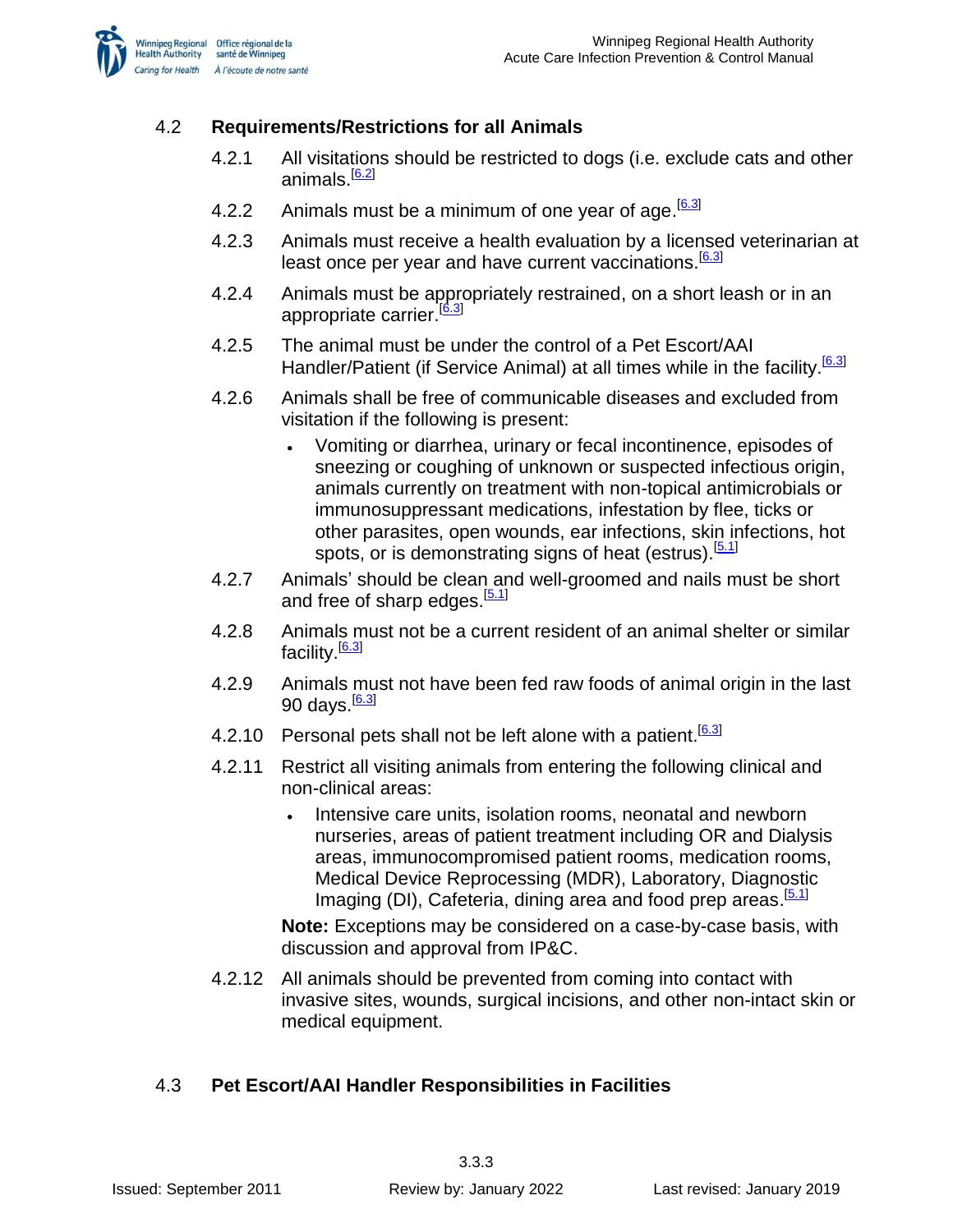## 4.2 Requirements/Restrictions for all Animals

4.2.1 All visitations should be restricted to dogs (i.e. exclude cats and other animals.[6.2]

4.2.2 Animals must be a minimum of one year of age.[6.3]

4.2.3 Animals must receive a health evaluation by a licensed veterinarian at least once per year and have current vaccinations.[6.3]

4.2.4 Animals must be appropriately restrained, on a short leash or in an appropriate carrier.[6.3]

4.2.5 The animal must be under the control of a Pet Escort/AAI Handler/Patient (if Service Animal) at all times while in the facility.[6.3]

4.2.6 Animals shall be free of communicable diseases and excluded from visitation if the following is present:

- Vomiting or diarrhea, urinary or fecal incontinence, episodes of sneezing or coughing of unknown or suspected infectious origin, animals currently on treatment with non-topical antimicrobials or immunosuppressant medications, infestation by flee, ticks or other parasites, open wounds, ear infections, skin infections, hot spots, or is demonstrating signs of heat (estrus).[5.1]

4.2.7 Animals' should be clean and well-groomed and nails must be short and free of sharp edges.[5.1]

4.2.8 Animals must not be a current resident of an animal shelter or similar facility.[6.3]

4.2.9 Animals must not have been fed raw foods of animal origin in the last 90 days.[6.3]

4.2.10 Personal pets shall not be left alone with a patient.[6.3]

4.2.11 Restrict all visiting animals from entering the following clinical and non-clinical areas:

- Intensive care units, isolation rooms, neonatal and newborn nurseries, areas of patient treatment including OR and Dialysis areas, immunocompromised patient rooms, medication rooms, Medical Device Reprocessing (MDR), Laboratory, Diagnostic Imaging (DI), Cafeteria, dining area and food prep areas.[5.1]

**Note:** Exceptions may be considered on a case-by-case basis, with discussion and approval from IP&C.

4.2.12 All animals should be prevented from coming into contact with invasive sites, wounds, surgical incisions, and other non-intact skin or medical equipment.

## 4.3 Pet Escort/AAI Handler Responsibilities in Facilities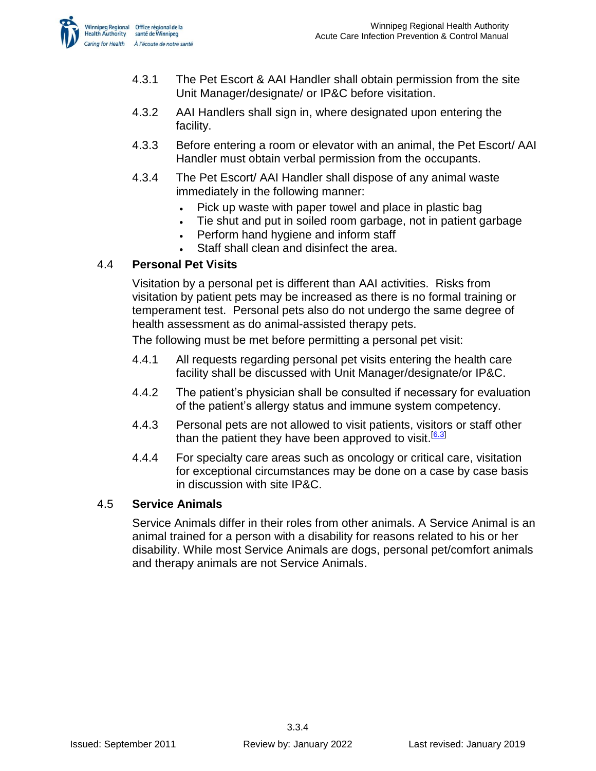4.3.1 The Pet Escort & AAI Handler shall obtain permission from the site Unit Manager/designate/ or IP&C before visitation.

4.3.2 AAI Handlers shall sign in, where designated upon entering the facility.

4.3.3 Before entering a room or elevator with an animal, the Pet Escort/ AAI Handler must obtain verbal permission from the occupants.

4.3.4 The Pet Escort/ AAI Handler shall dispose of any animal waste immediately in the following manner:

- Pick up waste with paper towel and place in plastic bag
- Tie shut and put in soiled room garbage, not in patient garbage
- Perform hand hygiene and inform staff
- Staff shall clean and disinfect the area.

### 4.4 Personal Pet Visits

Visitation by a personal pet is different than AAI activities. Risks from visitation by patient pets may be increased as there is no formal training or temperament test. Personal pets also do not undergo the same degree of health assessment as do animal-assisted therapy pets.

The following must be met before permitting a personal pet visit:

4.4.1 All requests regarding personal pet visits entering the health care facility shall be discussed with Unit Manager/designate/or IP&C.

4.4.2 The patient's physician shall be consulted if necessary for evaluation of the patient's allergy status and immune system competency.

4.4.3 Personal pets are not allowed to visit patients, visitors or staff other than the patient they have been approved to visit.[6.3]

4.4.4 For specialty care areas such as oncology or critical care, visitation for exceptional circumstances may be done on a case by case basis in discussion with site IP&C.

### 4.5 Service Animals

Service Animals differ in their roles from other animals. A Service Animal is an animal trained for a person with a disability for reasons related to his or her disability. While most Service Animals are dogs, personal pet/comfort animals and therapy animals are not Service Animals.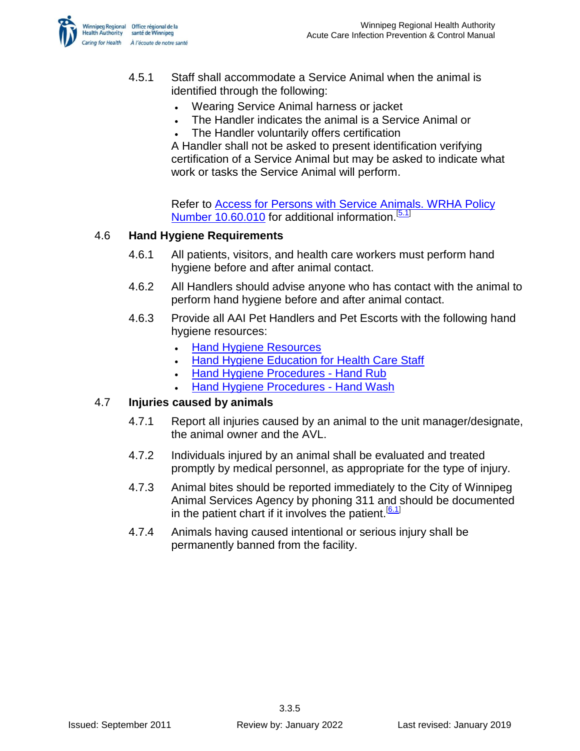4.5.1 Staff shall accommodate a Service Animal when the animal is identified through the following:

- Wearing Service Animal harness or jacket
- The Handler indicates the animal is a Service Animal or
- The Handler voluntarily offers certification

A Handler shall not be asked to present identification verifying certification of a Service Animal but may be asked to indicate what work or tasks the Service Animal will perform.

Refer to Access for Persons with Service Animals. WRHA Policy Number 10.60.010 for additional information.[5.1]

## 4.6 Hand Hygiene Requirements

4.6.1 All patients, visitors, and health care workers must perform hand hygiene before and after animal contact.

4.6.2 All Handlers should advise anyone who has contact with the animal to perform hand hygiene before and after animal contact.

4.6.3 Provide all AAI Pet Handlers and Pet Escorts with the following hand hygiene resources:

- Hand Hygiene Resources
- Hand Hygiene Education for Health Care Staff
- Hand Hygiene Procedures - Hand Rub
- Hand Hygiene Procedures - Hand Wash

## 4.7 Injuries caused by animals

4.7.1 Report all injuries caused by an animal to the unit manager/designate, the animal owner and the AVL.

4.7.2 Individuals injured by an animal shall be evaluated and treated promptly by medical personnel, as appropriate for the type of injury.

4.7.3 Animal bites should be reported immediately to the City of Winnipeg Animal Services Agency by phoning 311 and should be documented in the patient chart if it involves the patient.[6.1]

4.7.4 Animals having caused intentional or serious injury shall be permanently banned from the facility.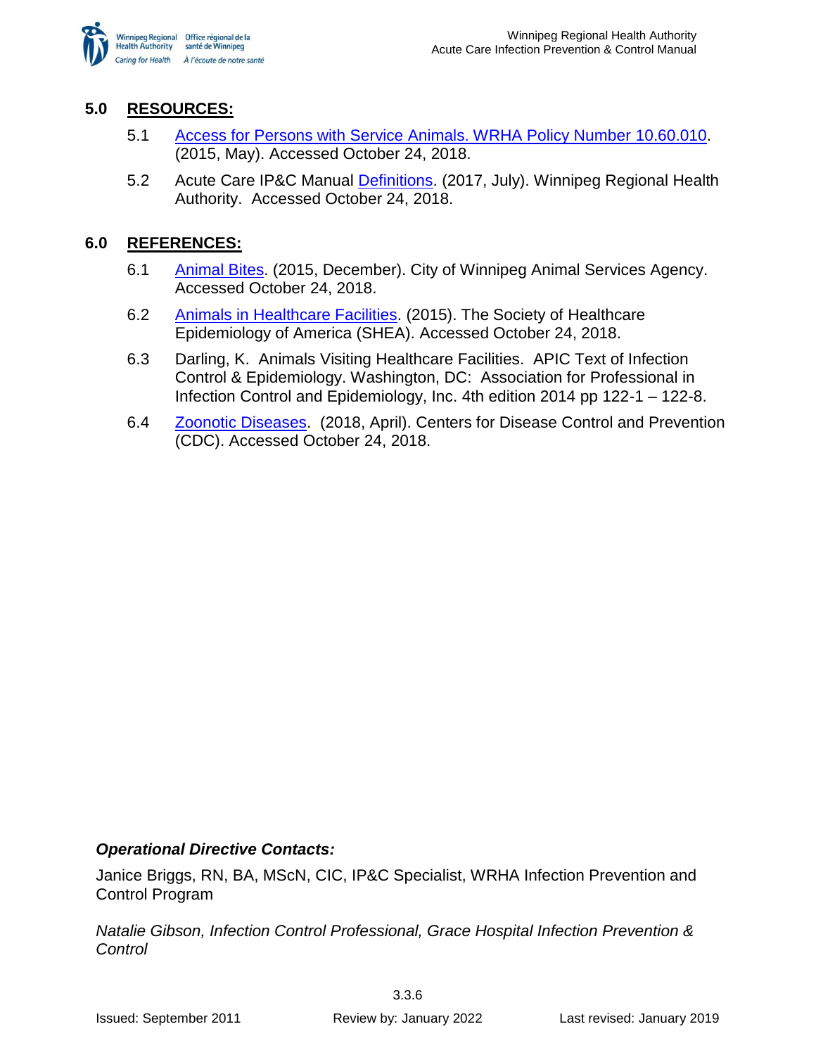## 5.0 RESOURCES:

5.1 Access for Persons with Service Animals. WRHA Policy Number 10.60.010. (2015, May). Accessed October 24, 2018.

5.2 Acute Care IP&C Manual Definitions. (2017, July). Winnipeg Regional Health Authority. Accessed October 24, 2018.

## 6.0 REFERENCES:

6.1 Animal Bites. (2015, December). City of Winnipeg Animal Services Agency. Accessed October 24, 2018.

6.2 Animals in Healthcare Facilities. (2015). The Society of Healthcare Epidemiology of America (SHEA). Accessed October 24, 2018.

6.3 Darling, K. Animals Visiting Healthcare Facilities. APIC Text of Infection Control & Epidemiology. Washington, DC: Association for Professional in Infection Control and Epidemiology, Inc. 4th edition 2014 pp 122-1 – 122-8.

6.4 Zoonotic Diseases. (2018, April). Centers for Disease Control and Prevention (CDC). Accessed October 24, 2018.

***Operational Directive Contacts:***

Janice Briggs, RN, BA, MScN, CIC, IP&C Specialist, WRHA Infection Prevention and Control Program

*Natalie Gibson, Infection Control Professional, Grace Hospital Infection Prevention & Control*

3.3.6

Issued: September 2011 Review by: January 2022 Last revised: January 2019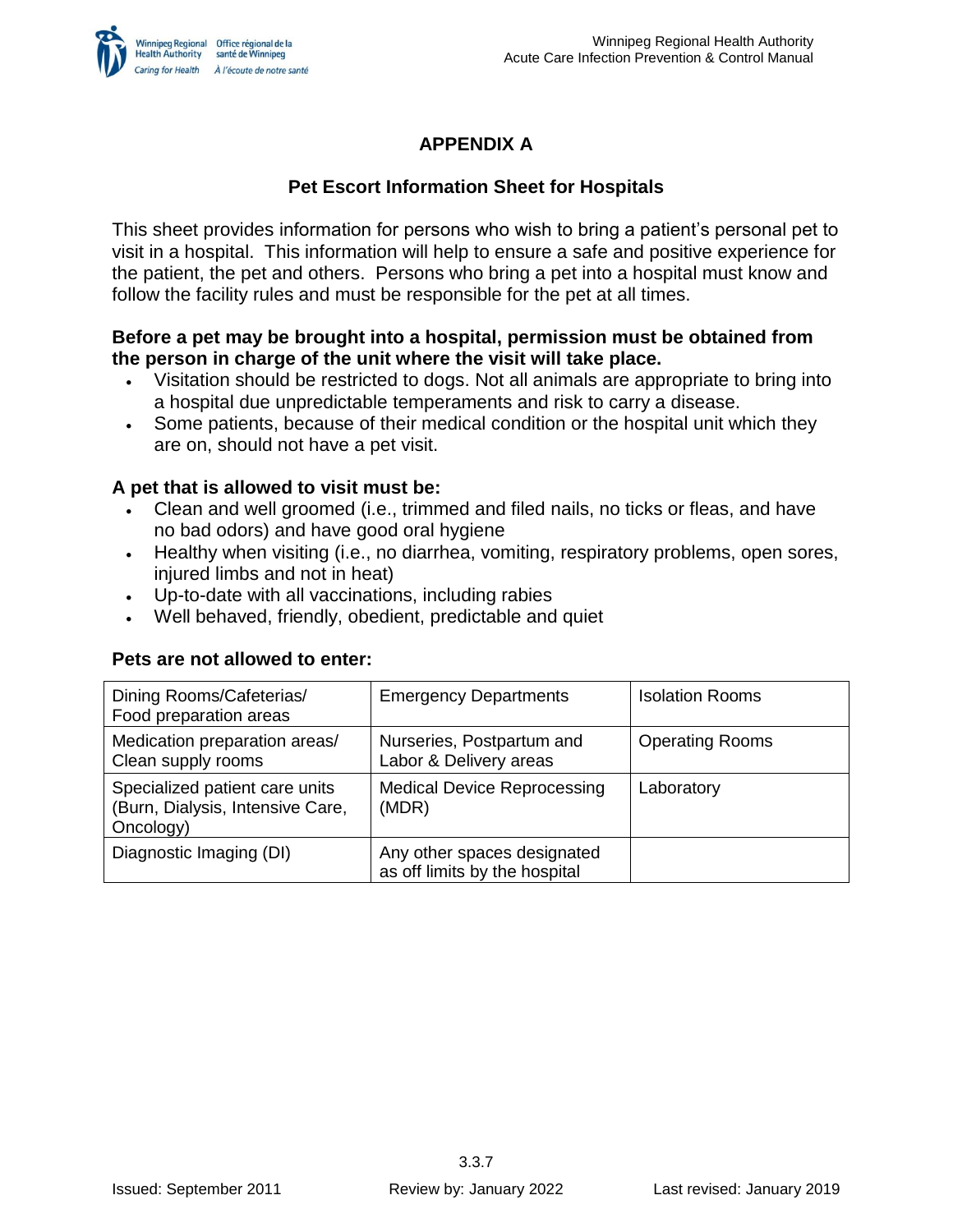# APPENDIX A

## Pet Escort Information Sheet for Hospitals

This sheet provides information for persons who wish to bring a patient's personal pet to visit in a hospital. This information will help to ensure a safe and positive experience for the patient, the pet and others. Persons who bring a pet into a hospital must know and follow the facility rules and must be responsible for the pet at all times.

**Before a pet may be brought into a hospital, permission must be obtained from the person in charge of the unit where the visit will take place.**

- Visitation should be restricted to dogs. Not all animals are appropriate to bring into a hospital due unpredictable temperaments and risk to carry a disease.
- Some patients, because of their medical condition or the hospital unit which they are on, should not have a pet visit.

**A pet that is allowed to visit must be:**

- Clean and well groomed (i.e., trimmed and filed nails, no ticks or fleas, and have no bad odors) and have good oral hygiene
- Healthy when visiting (i.e., no diarrhea, vomiting, respiratory problems, open sores, injured limbs and not in heat)
- Up-to-date with all vaccinations, including rabies
- Well behaved, friendly, obedient, predictable and quiet

**Pets are not allowed to enter:**

| | | |
|---|---|---|
| Dining Rooms/Cafeterias/ Food preparation areas | Emergency Departments | Isolation Rooms |
| Medication preparation areas/ Clean supply rooms | Nurseries, Postpartum and Labor & Delivery areas | Operating Rooms |
| Specialized patient care units (Burn, Dialysis, Intensive Care, Oncology) | Medical Device Reprocessing (MDR) | Laboratory |
| Diagnostic Imaging (DI) | Any other spaces designated as off limits by the hospital | |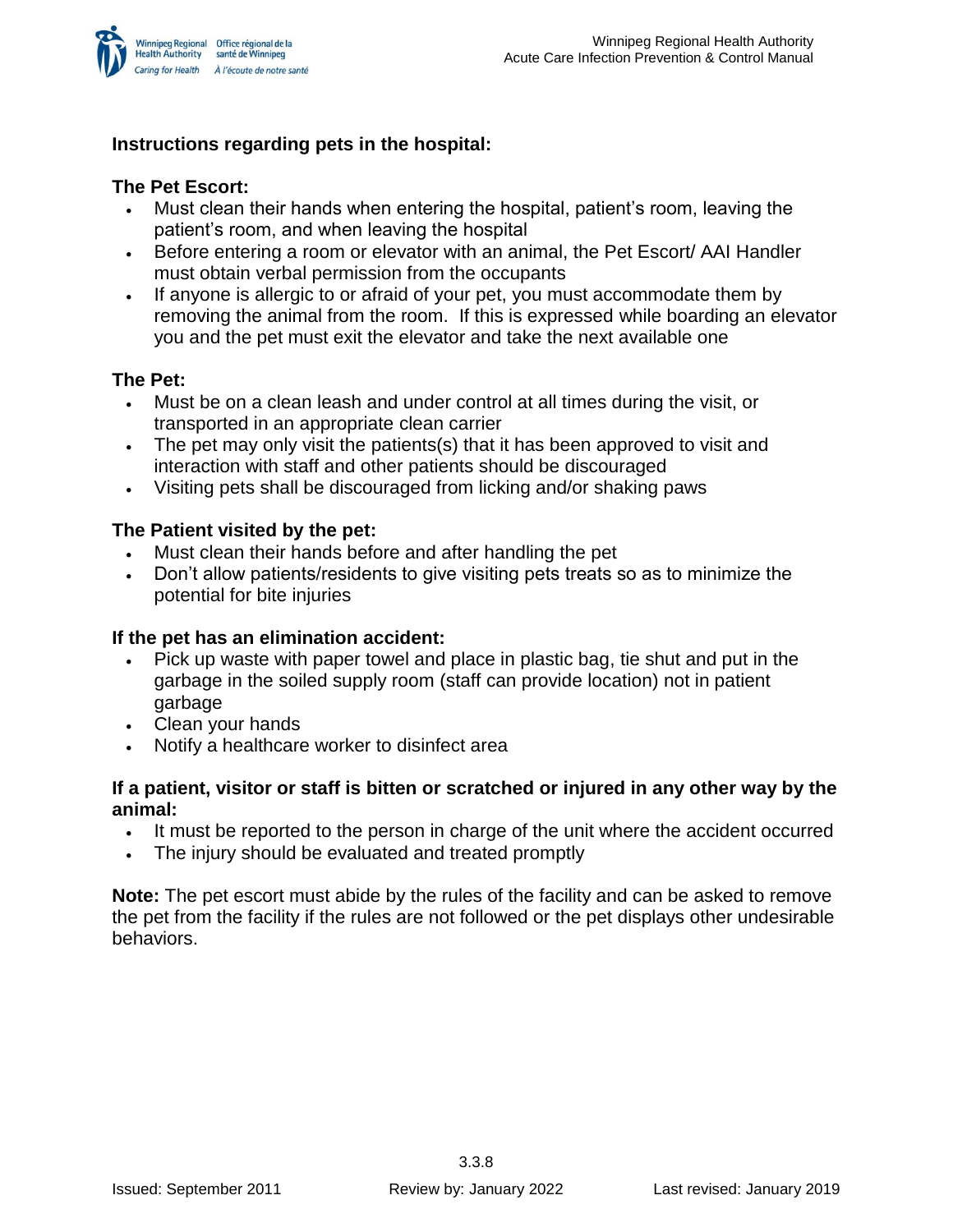**Instructions regarding pets in the hospital:**

**The Pet Escort:**

- Must clean their hands when entering the hospital, patient's room, leaving the patient's room, and when leaving the hospital
- Before entering a room or elevator with an animal, the Pet Escort/ AAI Handler must obtain verbal permission from the occupants
- If anyone is allergic to or afraid of your pet, you must accommodate them by removing the animal from the room. If this is expressed while boarding an elevator you and the pet must exit the elevator and take the next available one

**The Pet:**

- Must be on a clean leash and under control at all times during the visit, or transported in an appropriate clean carrier
- The pet may only visit the patients(s) that it has been approved to visit and interaction with staff and other patients should be discouraged
- Visiting pets shall be discouraged from licking and/or shaking paws

**The Patient visited by the pet:**

- Must clean their hands before and after handling the pet
- Don't allow patients/residents to give visiting pets treats so as to minimize the potential for bite injuries

**If the pet has an elimination accident:**

- Pick up waste with paper towel and place in plastic bag, tie shut and put in the garbage in the soiled supply room (staff can provide location) not in patient garbage
- Clean your hands
- Notify a healthcare worker to disinfect area

**If a patient, visitor or staff is bitten or scratched or injured in any other way by the animal:**

- It must be reported to the person in charge of the unit where the accident occurred
- The injury should be evaluated and treated promptly

**Note:** The pet escort must abide by the rules of the facility and can be asked to remove the pet from the facility if the rules are not followed or the pet displays other undesirable behaviors.